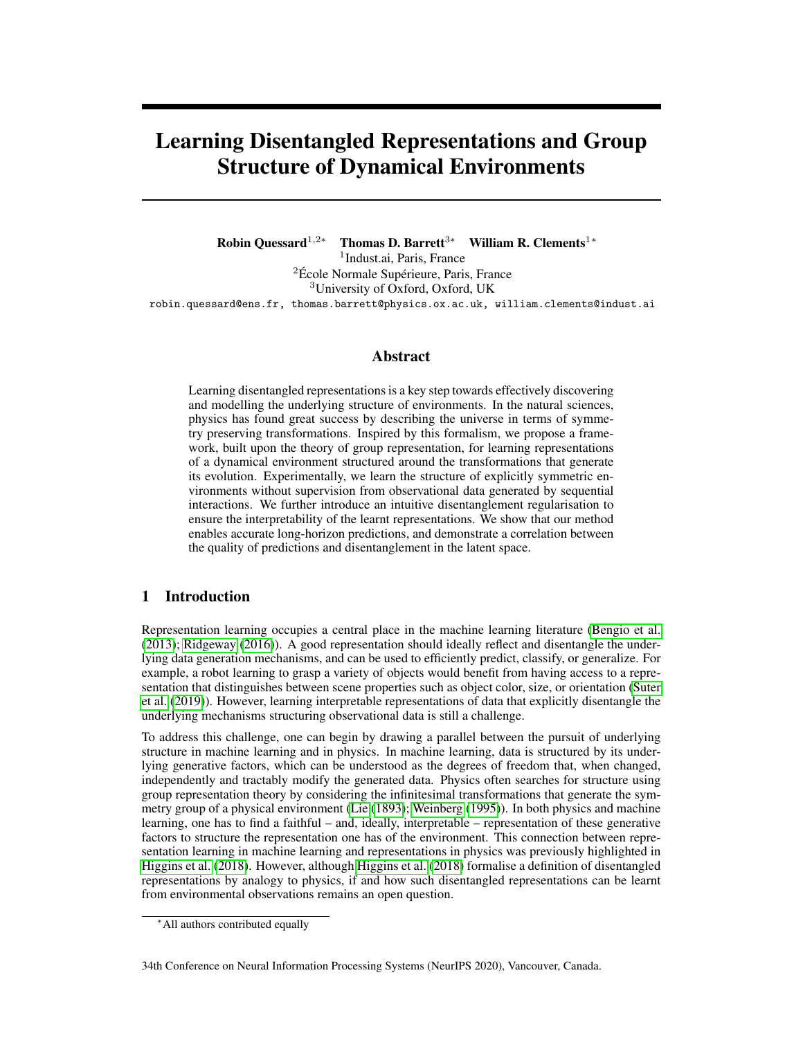# Learning Disentangled Representations and Group Structure of Dynamical Environments

**Robin Quessard**[1,2*] **Thomas D. Barrett**[3*] **William R. Clements**[1*]

[1]Indust.ai, Paris, France
[2]École Normale Supérieure, Paris, France
[3]University of Oxford, Oxford, UK

robin.quessard@ens.fr, thomas.barrett@physics.ox.ac.uk, william.clements@indust.ai

## Abstract

Learning disentangled representations is a key step towards effectively discovering and modelling the underlying structure of environments. In the natural sciences, physics has found great success by describing the universe in terms of symmetry preserving transformations. Inspired by this formalism, we propose a framework, built upon the theory of group representation, for learning representations of a dynamical environment structured around the transformations that generate its evolution. Experimentally, we learn the structure of explicitly symmetric environments without supervision from observational data generated by sequential interactions. We further introduce an intuitive disentanglement regularisation to ensure the interpretability of the learnt representations. We show that our method enables accurate long-horizon predictions, and demonstrate a correlation between the quality of predictions and disentanglement in the latent space.

## 1 Introduction

Representation learning occupies a central place in the machine learning literature (Bengio et al. (2013); Ridgeway (2016)). A good representation should ideally reflect and disentangle the underlying data generation mechanisms, and can be used to efficiently predict, classify, or generalize. For example, a robot learning to grasp a variety of objects would benefit from having access to a representation that distinguishes between scene properties such as object color, size, or orientation (Suter et al. (2019)). However, learning interpretable representations of data that explicitly disentangle the underlying mechanisms structuring observational data is still a challenge.

To address this challenge, one can begin by drawing a parallel between the pursuit of underlying structure in machine learning and in physics. In machine learning, data is structured by its underlying generative factors, which can be understood as the degrees of freedom that, when changed, independently and tractably modify the generated data. Physics often searches for structure using group representation theory by considering the infinitesimal transformations that generate the symmetry group of a physical environment (Lie (1893); Weinberg (1995)). In both physics and machine learning, one has to find a faithful – and, ideally, interpretable – representation of these generative factors to structure the representation one has of the environment. This connection between representation learning in machine learning and representations in physics was previously highlighted in Higgins et al. (2018). However, although Higgins et al. (2018) formalise a definition of disentangled representations by analogy to physics, if and how such disentangled representations can be learnt from environmental observations remains an open question.

*All authors contributed equally

34th Conference on Neural Information Processing Systems (NeurIPS 2020), Vancouver, Canada.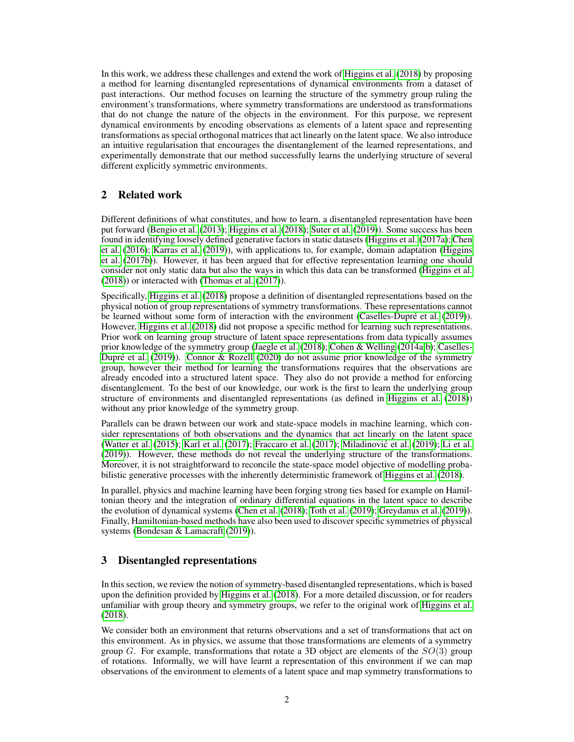In this work, we address these challenges and extend the work of Higgins et al. (2018) by proposing a method for learning disentangled representations of dynamical environments from a dataset of past interactions. Our method focuses on learning the structure of the symmetry group ruling the environment's transformations, where symmetry transformations are understood as transformations that do not change the nature of the objects in the environment. For this purpose, we represent dynamical environments by encoding observations as elements of a latent space and representing transformations as special orthogonal matrices that act linearly on the latent space. We also introduce an intuitive regularisation that encourages the disentanglement of the learned representations, and experimentally demonstrate that our method successfully learns the underlying structure of several different explicitly symmetric environments.

## 2 Related work

Different definitions of what constitutes, and how to learn, a disentangled representation have been put forward (Bengio et al. (2013); Higgins et al. (2018); Suter et al. (2019)). Some success has been found in identifying loosely defined generative factors in static datasets (Higgins et al. (2017a); Chen et al. (2016); Karras et al. (2019)), with applications to, for example, domain adaptation (Higgins et al. (2017b)). However, it has been argued that for effective representation learning one should consider not only static data but also the ways in which this data can be transformed (Higgins et al. (2018)) or interacted with (Thomas et al. (2017)).

Specifically, Higgins et al. (2018) propose a definition of disentangled representations based on the physical notion of group representations of symmetry transformations. These representations cannot be learned without some form of interaction with the environment (Caselles-Dupré et al. (2019)). However, Higgins et al. (2018) did not propose a specific method for learning such representations. Prior work on learning group structure of latent space representations from data typically assumes prior knowledge of the symmetry group (Jaegle et al. (2018); Cohen & Welling (2014a;b); Caselles-Dupré et al. (2019)). Connor & Rozell (2020) do not assume prior knowledge of the symmetry group, however their method for learning the transformations requires that the observations are already encoded into a structured latent space. They also do not provide a method for enforcing disentanglement. To the best of our knowledge, our work is the first to learn the underlying group structure of environments and disentangled representations (as defined in Higgins et al. (2018)) without any prior knowledge of the symmetry group.

Parallels can be drawn between our work and state-space models in machine learning, which consider representations of both observations and the dynamics that act linearly on the latent space (Watter et al. (2015); Karl et al. (2017); Fraccaro et al. (2017); Miladinović et al. (2019); Li et al. (2019)). However, these methods do not reveal the underlying structure of the transformations. Moreover, it is not straightforward to reconcile the state-space model objective of modelling probabilistic generative processes with the inherently deterministic framework of Higgins et al. (2018).

In parallel, physics and machine learning have been forging strong ties based for example on Hamiltonian theory and the integration of ordinary differential equations in the latent space to describe the evolution of dynamical systems (Chen et al. (2018); Toth et al. (2019); Greydanus et al. (2019)). Finally, Hamiltonian-based methods have also been used to discover specific symmetries of physical systems (Bondesan & Lamacraft (2019)).

## 3 Disentangled representations

In this section, we review the notion of symmetry-based disentangled representations, which is based upon the definition provided by Higgins et al. (2018). For a more detailed discussion, or for readers unfamiliar with group theory and symmetry groups, we refer to the original work of Higgins et al. (2018).

We consider both an environment that returns observations and a set of transformations that act on this environment. As in physics, we assume that those transformations are elements of a symmetry group $G$. For example, transformations that rotate a 3D object are elements of the $SO(3)$ group of rotations. Informally, we will have learnt a representation of this environment if we can map observations of the environment to elements of a latent space and map symmetry transformations to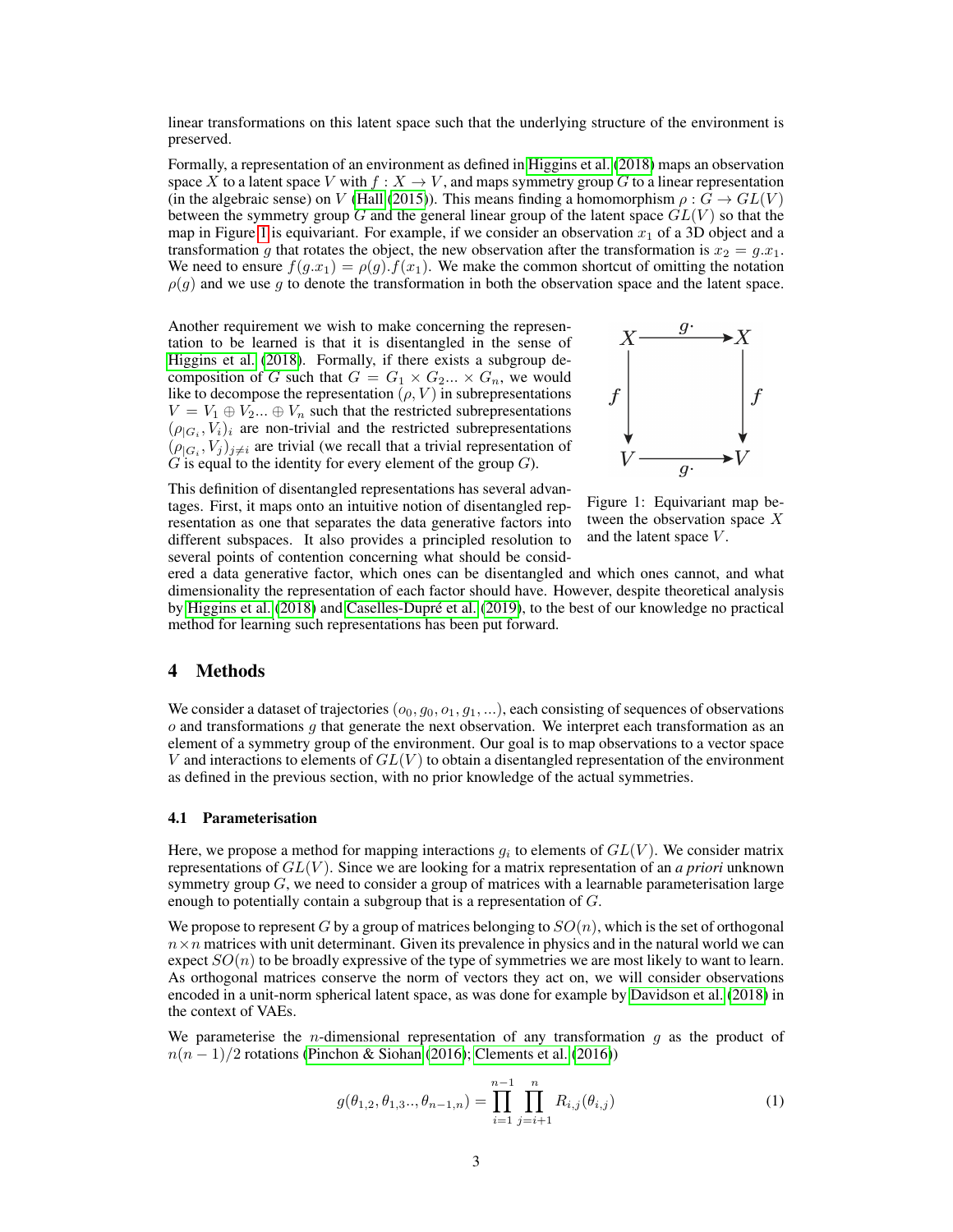linear transformations on this latent space such that the underlying structure of the environment is preserved.

Formally, a representation of an environment as defined in Higgins et al. (2018) maps an observation space $X$ to a latent space $V$ with $f : X \to V$, and maps symmetry group $G$ to a linear representation (in the algebraic sense) on $V$ (Hall (2015)). This means finding a homomorphism $\rho : G \to GL(V)$ between the symmetry group $G$ and the general linear group of the latent space $GL(V)$ so that the map in Figure 1 is equivariant. For example, if we consider an observation $x_1$ of a 3D object and a transformation $g$ that rotates the object, the new observation after the transformation is $x_2 = g.x_1$. We need to ensure $f(g.x_1) = \rho(g).f(x_1)$. We make the common shortcut of omitting the notation $\rho(g)$ and we use $g$ to denote the transformation in both the observation space and the latent space.

Another requirement we wish to make concerning the representation to be learned is that it is disentangled in the sense of Higgins et al. (2018). Formally, if there exists a subgroup decomposition of $G$ such that $G = G_1 \times G_2 ... \times G_n$, we would like to decompose the representation $(\rho, V)$ in subrepresentations $V = V_1 \oplus V_2 ... \oplus V_n$ such that the restricted subrepresentations $(\rho_{|G_i}, V_i)_i$ are non-trivial and the restricted subrepresentations $(\rho_{|G_i}, V_j)_{j \neq i}$ are trivial (we recall that a trivial representation of $G$ is equal to the identity for every element of the group $G$).

$$
\begin{array}{ccc}
X & \xrightarrow{g\cdot} & X \\
\downarrow f & & \downarrow f \\
V & \xrightarrow{g\cdot} & V
\end{array}
$$

Figure 1: Equivariant map between the observation space $X$ and the latent space $V$.

This definition of disentangled representations has several advantages. First, it maps onto an intuitive notion of disentangled representation as one that separates the data generative factors into different subspaces. It also provides a principled resolution to several points of contention concerning what should be considered a data generative factor, which ones can be disentangled and which ones cannot, and what dimensionality the representation of each factor should have. However, despite theoretical analysis by Higgins et al. (2018) and Caselles-Dupré et al. (2019), to the best of our knowledge no practical method for learning such representations has been put forward.

## 4 Methods

We consider a dataset of trajectories $(o_0, g_0, o_1, g_1, ...)$, each consisting of sequences of observations $o$ and transformations $g$ that generate the next observation. We interpret each transformation as an element of a symmetry group of the environment. Our goal is to map observations to a vector space $V$ and interactions to elements of $GL(V)$ to obtain a disentangled representation of the environment as defined in the previous section, with no prior knowledge of the actual symmetries.

### 4.1 Parameterisation

Here, we propose a method for mapping interactions $g_i$ to elements of $GL(V)$. We consider matrix representations of $GL(V)$. Since we are looking for a matrix representation of an *a priori* unknown symmetry group $G$, we need to consider a group of matrices with a learnable parameterisation large enough to potentially contain a subgroup that is a representation of $G$.

We propose to represent $G$ by a group of matrices belonging to $SO(n)$, which is the set of orthogonal $n \times n$ matrices with unit determinant. Given its prevalence in physics and in the natural world we can expect $SO(n)$ to be broadly expressive of the type of symmetries we are most likely to want to learn. As orthogonal matrices conserve the norm of vectors they act on, we will consider observations encoded in a unit-norm spherical latent space, as was done for example by Davidson et al. (2018) in the context of VAEs.

We parameterise the $n$-dimensional representation of any transformation $g$ as the product of $n(n-1)/2$ rotations (Pinchon & Siohan (2016); Clements et al. (2016))

$$
g(\theta_{1,2}, \theta_{1,3}.., \theta_{n-1,n}) = \prod_{i=1}^{n-1} \prod_{j=i+1}^{n} R_{i,j}(\theta_{i,j}) \tag{1}
$$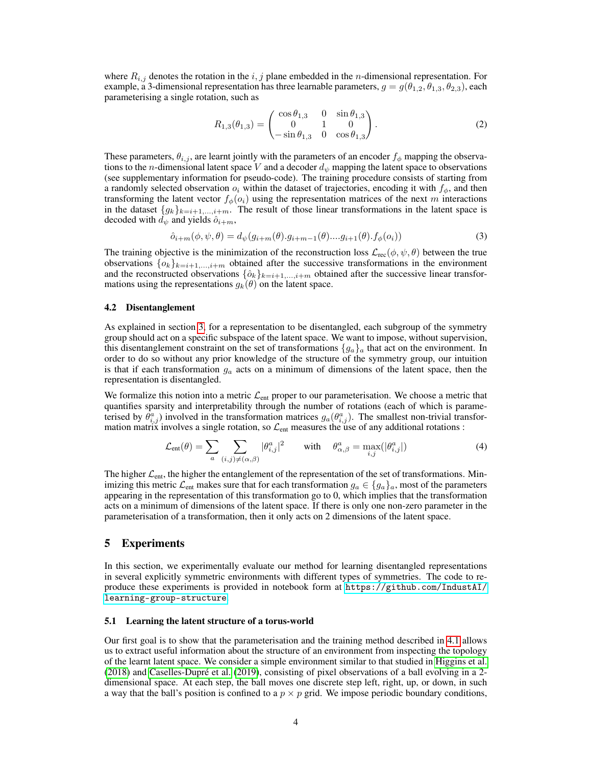where $R_{i,j}$ denotes the rotation in the $i, j$ plane embedded in the $n$-dimensional representation. For example, a 3-dimensional representation has three learnable parameters, $g = g(\theta_{1,2}, \theta_{1,3}, \theta_{2,3})$, each parameterising a single rotation, such as

$$R_{1,3}(\theta_{1,3}) = \begin{pmatrix} \cos\theta_{1,3} & 0 & \sin\theta_{1,3} \\ 0 & 1 & 0 \\ -\sin\theta_{1,3} & 0 & \cos\theta_{1,3} \end{pmatrix}. \tag{2}$$

These parameters, $\theta_{i,j}$, are learnt jointly with the parameters of an encoder $f_\phi$ mapping the observations to the $n$-dimensional latent space $V$ and a decoder $d_\psi$ mapping the latent space to observations (see supplementary information for pseudo-code). The training procedure consists of starting from a randomly selected observation $o_i$ within the dataset of trajectories, encoding it with $f_\phi$, and then transforming the latent vector $f_\phi(o_i)$ using the representation matrices of the next $m$ interactions in the dataset $\{g_k\}_{k=i+1,...,i+m}$. The result of those linear transformations in the latent space is decoded with $d_\psi$ and yields $\hat{o}_{i+m}$,

$$\hat{o}_{i+m}(\phi, \psi, \theta) = d_\psi(g_{i+m}(\theta).g_{i+m-1}(\theta)....g_{i+1}(\theta).f_\phi(o_i)) \tag{3}$$

The training objective is the minimization of the reconstruction loss $\mathcal{L}_{\text{rec}}(\phi, \psi, \theta)$ between the true observations $\{o_k\}_{k=i+1,...,i+m}$ obtained after the successive transformations in the environment and the reconstructed observations $\{\hat{o}_k\}_{k=i+1,...,i+m}$ obtained after the successive linear transformations using the representations $g_k(\theta)$ on the latent space.

### 4.2 Disentanglement

As explained in section 3, for a representation to be disentangled, each subgroup of the symmetry group should act on a specific subspace of the latent space. We want to impose, without supervision, this disentanglement constraint on the set of transformations $\{g_a\}_a$ that act on the environment. In order to do so without any prior knowledge of the structure of the symmetry group, our intuition is that if each transformation $g_a$ acts on a minimum of dimensions of the latent space, then the representation is disentangled.

We formalize this notion into a metric $\mathcal{L}_{\text{ent}}$ proper to our parameterisation. We choose a metric that quantifies sparsity and interpretability through the number of rotations (each of which is parameterised by $\theta^a_{i,j}$) involved in the transformation matrices $g_a(\theta^a_{i,j})$. The smallest non-trivial transformation matrix involves a single rotation, so $\mathcal{L}_{\text{ent}}$ measures the use of any additional rotations :

$$\mathcal{L}_{\text{ent}}(\theta) = \sum_a \sum_{(i,j)\neq(\alpha,\beta)} |\theta^a_{i,j}|^2 \qquad \text{with} \quad \theta^a_{\alpha,\beta} = \max_{i,j}(|\theta^a_{i,j}|) \tag{4}$$

The higher $\mathcal{L}_{\text{ent}}$, the higher the entanglement of the representation of the set of transformations. Minimizing this metric $\mathcal{L}_{\text{ent}}$ makes sure that for each transformation $g_a \in \{g_a\}_a$, most of the parameters appearing in the representation of this transformation go to 0, which implies that the transformation acts on a minimum of dimensions of the latent space. If there is only one non-zero parameter in the parameterisation of a transformation, then it only acts on 2 dimensions of the latent space.

## 5 Experiments

In this section, we experimentally evaluate our method for learning disentangled representations in several explicitly symmetric environments with different types of symmetries. The code to reproduce these experiments is provided in notebook form at `https://github.com/IndustAI/learning-group-structure`.

### 5.1 Learning the latent structure of a torus-world

Our first goal is to show that the parameterisation and the training method described in 4.1 allows us to extract useful information about the structure of an environment from inspecting the topology of the learnt latent space. We consider a simple environment similar to that studied in Higgins et al. (2018) and Caselles-Dupré et al. (2019), consisting of pixel observations of a ball evolving in a 2-dimensional space. At each step, the ball moves one discrete step left, right, up, or down, in such a way that the ball's position is confined to a $p \times p$ grid. We impose periodic boundary conditions,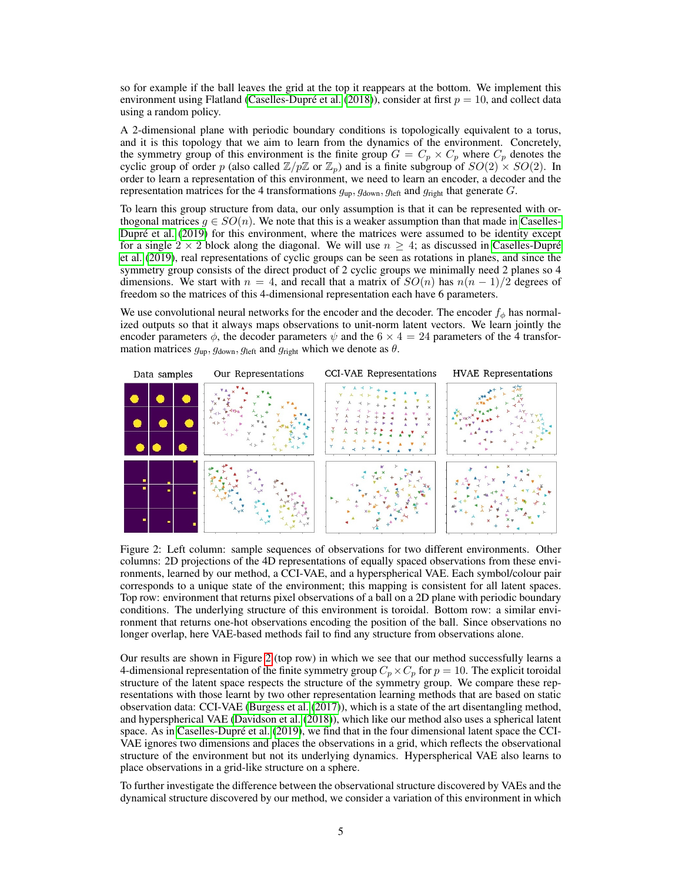so for example if the ball leaves the grid at the top it reappears at the bottom. We implement this environment using Flatland (Caselles-Dupré et al. (2018)), consider at first $p = 10$, and collect data using a random policy.

A 2-dimensional plane with periodic boundary conditions is topologically equivalent to a torus, and it is this topology that we aim to learn from the dynamics of the environment. Concretely, the symmetry group of this environment is the finite group $G = C_p \times C_p$ where $C_p$ denotes the cyclic group of order $p$ (also called $\mathbb{Z}/p\mathbb{Z}$ or $\mathbb{Z}_p$) and is a finite subgroup of $SO(2) \times SO(2)$. In order to learn a representation of this environment, we need to learn an encoder, a decoder and the representation matrices for the 4 transformations $g_{\text{up}}, g_{\text{down}}, g_{\text{left}}$ and $g_{\text{right}}$ that generate $G$.

To learn this group structure from data, our only assumption is that it can be represented with orthogonal matrices $g \in SO(n)$. We note that this is a weaker assumption than that made in Caselles-Dupré et al. (2019) for this environment, where the matrices were assumed to be identity except for a single $2 \times 2$ block along the diagonal. We will use $n \geq 4$; as discussed in Caselles-Dupré et al. (2019), real representations of cyclic groups can be seen as rotations in planes, and since the symmetry group consists of the direct product of 2 cyclic groups we minimally need 2 planes so 4 dimensions. We start with $n = 4$, and recall that a matrix of $SO(n)$ has $n(n-1)/2$ degrees of freedom so the matrices of this 4-dimensional representation each have 6 parameters.

We use convolutional neural networks for the encoder and the decoder. The encoder $f_\phi$ has normalized outputs so that it always maps observations to unit-norm latent vectors. We learn jointly the encoder parameters $\phi$, the decoder parameters $\psi$ and the $6 \times 4 = 24$ parameters of the 4 transformation matrices $g_{\text{up}}, g_{\text{down}}, g_{\text{left}}$ and $g_{\text{right}}$ which we denote as $\theta$.

Figure 2: Left column: sample sequences of observations for two different environments. Other columns: 2D projections of the 4D representations of equally spaced observations from these environments, learned by our method, a CCI-VAE, and a hyperspherical VAE. Each symbol/colour pair corresponds to a unique state of the environment; this mapping is consistent for all latent spaces. Top row: environment that returns pixel observations of a ball on a 2D plane with periodic boundary conditions. The underlying structure of this environment is toroidal. Bottom row: a similar environment that returns one-hot observations encoding the position of the ball. Since observations no longer overlap, here VAE-based methods fail to find any structure from observations alone.

Our results are shown in Figure 2 (top row) in which we see that our method successfully learns a 4-dimensional representation of the finite symmetry group $C_p \times C_p$ for $p = 10$. The explicit toroidal structure of the latent space respects the structure of the symmetry group. We compare these representations with those learnt by two other representation learning methods that are based on static observation data: CCI-VAE (Burgess et al. (2017)), which is a state of the art disentangling method, and hyperspherical VAE (Davidson et al. (2018)), which like our method also uses a spherical latent space. As in Caselles-Dupré et al. (2019), we find that in the four dimensional latent space the CCI-VAE ignores two dimensions and places the observations in a grid, which reflects the observational structure of the environment but not its underlying dynamics. Hyperspherical VAE also learns to place observations in a grid-like structure on a sphere.

To further investigate the difference between the observational structure discovered by VAEs and the dynamical structure discovered by our method, we consider a variation of this environment in which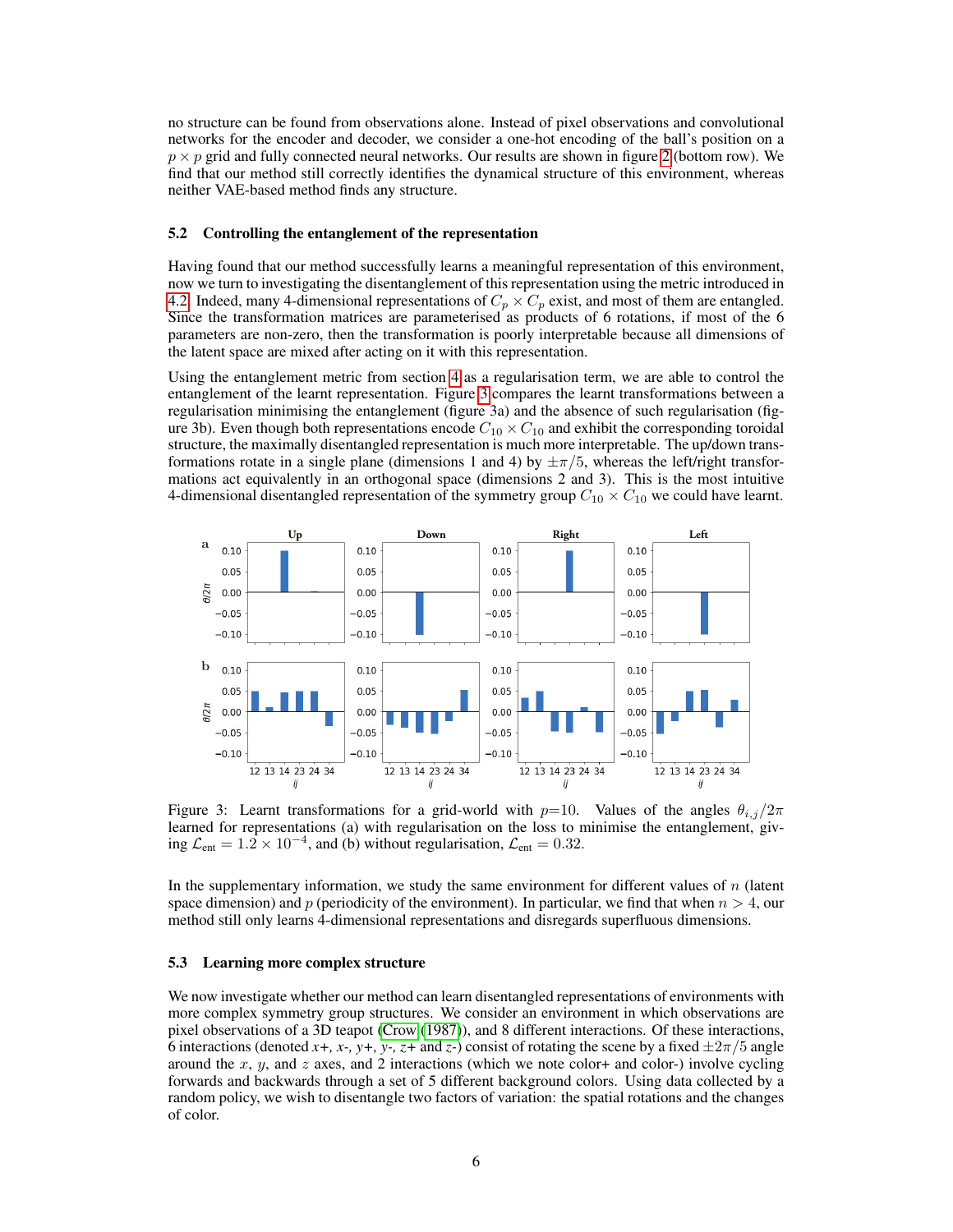no structure can be found from observations alone. Instead of pixel observations and convolutional networks for the encoder and decoder, we consider a one-hot encoding of the ball's position on a $p \times p$ grid and fully connected neural networks. Our results are shown in figure 2 (bottom row). We find that our method still correctly identifies the dynamical structure of this environment, whereas neither VAE-based method finds any structure.

### 5.2 Controlling the entanglement of the representation

Having found that our method successfully learns a meaningful representation of this environment, now we turn to investigating the disentanglement of this representation using the metric introduced in 4.2. Indeed, many 4-dimensional representations of $C_p \times C_p$ exist, and most of them are entangled. Since the transformation matrices are parameterised as products of 6 rotations, if most of the 6 parameters are non-zero, then the transformation is poorly interpretable because all dimensions of the latent space are mixed after acting on it with this representation.

Using the entanglement metric from section 4 as a regularisation term, we are able to control the entanglement of the learnt representation. Figure 3 compares the learnt transformations between a regularisation minimising the entanglement (figure 3a) and the absence of such regularisation (figure 3b). Even though both representations encode $C_{10} \times C_{10}$ and exhibit the corresponding toroidal structure, the maximally disentangled representation is much more interpretable. The up/down transformations rotate in a single plane (dimensions 1 and 4) by $\pm\pi/5$, whereas the left/right transformations act equivalently in an orthogonal space (dimensions 2 and 3). This is the most intuitive 4-dimensional disentangled representation of the symmetry group $C_{10} \times C_{10}$ we could have learnt.

Figure 3: Learnt transformations for a grid-world with $p$=10. Values of the angles $\theta_{i,j}/2\pi$ learned for representations (a) with regularisation on the loss to minimise the entanglement, giving $\mathcal{L}_{\text{ent}} = 1.2 \times 10^{-4}$, and (b) without regularisation, $\mathcal{L}_{\text{ent}} = 0.32$.

In the supplementary information, we study the same environment for different values of $n$ (latent space dimension) and $p$ (periodicity of the environment). In particular, we find that when $n > 4$, our method still only learns 4-dimensional representations and disregards superfluous dimensions.

### 5.3 Learning more complex structure

We now investigate whether our method can learn disentangled representations of environments with more complex symmetry group structures. We consider an environment in which observations are pixel observations of a 3D teapot (Crow (1987)), and 8 different interactions. Of these interactions, 6 interactions (denoted *x+*, *x-*, *y+*, *y-*, *z+* and *z-*) consist of rotating the scene by a fixed $\pm 2\pi/5$ angle around the $x$, $y$, and $z$ axes, and 2 interactions (which we note color+ and color-) involve cycling forwards and backwards through a set of 5 different background colors. Using data collected by a random policy, we wish to disentangle two factors of variation: the spatial rotations and the changes of color.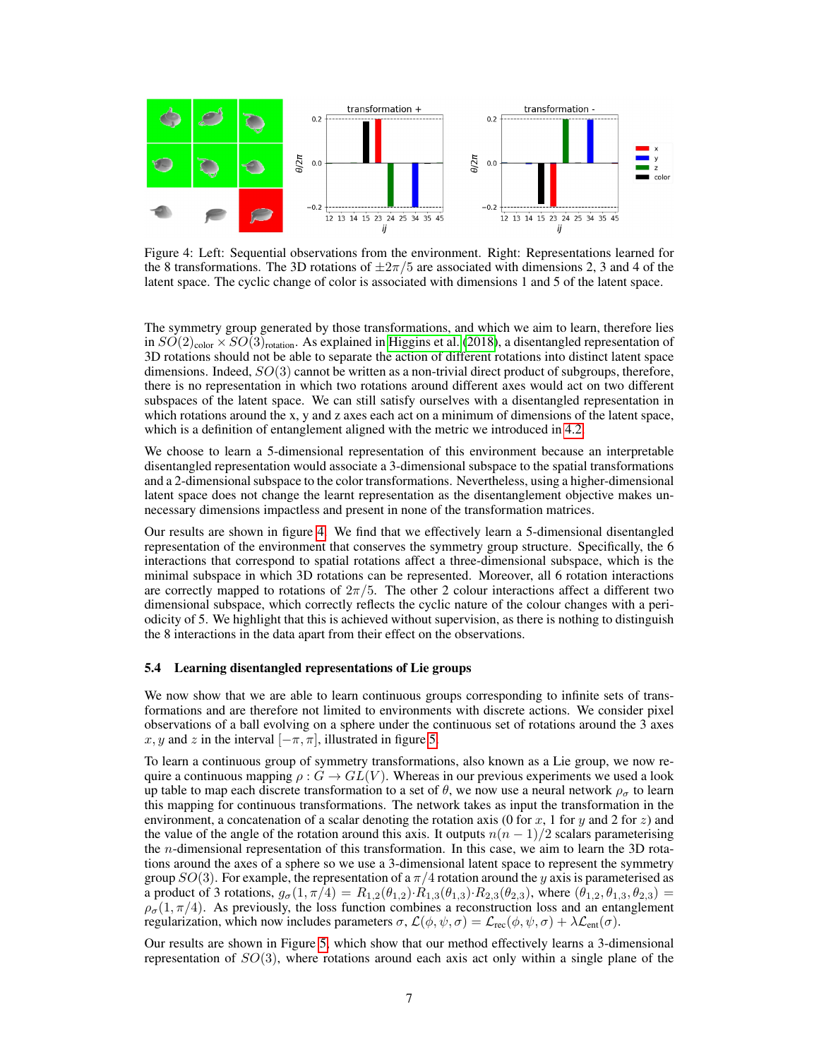Figure 4: Left: Sequential observations from the environment. Right: Representations learned for the 8 transformations. The 3D rotations of $\pm 2\pi/5$ are associated with dimensions 2, 3 and 4 of the latent space. The cyclic change of color is associated with dimensions 1 and 5 of the latent space.

The symmetry group generated by those transformations, and which we aim to learn, therefore lies in $SO(2)_{\text{color}} \times SO(3)_{\text{rotation}}$. As explained in Higgins et al. (2018), a disentangled representation of 3D rotations should not be able to separate the action of different rotations into distinct latent space dimensions. Indeed, $SO(3)$ cannot be written as a non-trivial direct product of subgroups, therefore, there is no representation in which two rotations around different axes would act on two different subspaces of the latent space. We can still satisfy ourselves with a disentangled representation in which rotations around the x, y and z axes each act on a minimum of dimensions of the latent space, which is a definition of entanglement aligned with the metric we introduced in 4.2.

We choose to learn a 5-dimensional representation of this environment because an interpretable disentangled representation would associate a 3-dimensional subspace to the spatial transformations and a 2-dimensional subspace to the color transformations. Nevertheless, using a higher-dimensional latent space does not change the learnt representation as the disentanglement objective makes unnecessary dimensions impactless and present in none of the transformation matrices.

Our results are shown in figure 4. We find that we effectively learn a 5-dimensional disentangled representation of the environment that conserves the symmetry group structure. Specifically, the 6 interactions that correspond to spatial rotations affect a three-dimensional subspace, which is the minimal subspace in which 3D rotations can be represented. Moreover, all 6 rotation interactions are correctly mapped to rotations of $2\pi/5$. The other 2 colour interactions affect a different two dimensional subspace, which correctly reflects the cyclic nature of the colour changes with a periodicity of 5. We highlight that this is achieved without supervision, as there is nothing to distinguish the 8 interactions in the data apart from their effect on the observations.

### 5.4 Learning disentangled representations of Lie groups

We now show that we are able to learn continuous groups corresponding to infinite sets of transformations and are therefore not limited to environments with discrete actions. We consider pixel observations of a ball evolving on a sphere under the continuous set of rotations around the 3 axes $x, y$ and $z$ in the interval $[-\pi, \pi]$, illustrated in figure 5.

To learn a continuous group of symmetry transformations, also known as a Lie group, we now require a continuous mapping $\rho : G \to GL(V)$. Whereas in our previous experiments we used a look up table to map each discrete transformation to a set of $\theta$, we now use a neural network $\rho_\sigma$ to learn this mapping for continuous transformations. The network takes as input the transformation in the environment, a concatenation of a scalar denoting the rotation axis (0 for $x$, 1 for $y$ and 2 for $z$) and the value of the angle of the rotation around this axis. It outputs $n(n-1)/2$ scalars parameterising the $n$-dimensional representation of this transformation. In this case, we aim to learn the 3D rotations around the axes of a sphere so we use a 3-dimensional latent space to represent the symmetry group $SO(3)$. For example, the representation of a $\pi/4$ rotation around the $y$ axis is parameterised as a product of 3 rotations, $g_\sigma(1, \pi/4) = R_{1,2}(\theta_{1,2}) \cdot R_{1,3}(\theta_{1,3}) \cdot R_{2,3}(\theta_{2,3})$, where $(\theta_{1,2}, \theta_{1,3}, \theta_{2,3}) = \rho_\sigma(1, \pi/4)$. As previously, the loss function combines a reconstruction loss and an entanglement regularization, which now includes parameters $\sigma$, $\mathcal{L}(\phi, \psi, \sigma) = \mathcal{L}_{\text{rec}}(\phi, \psi, \sigma) + \lambda \mathcal{L}_{\text{ent}}(\sigma)$.

Our results are shown in Figure 5, which show that our method effectively learns a 3-dimensional representation of $SO(3)$, where rotations around each axis act only within a single plane of the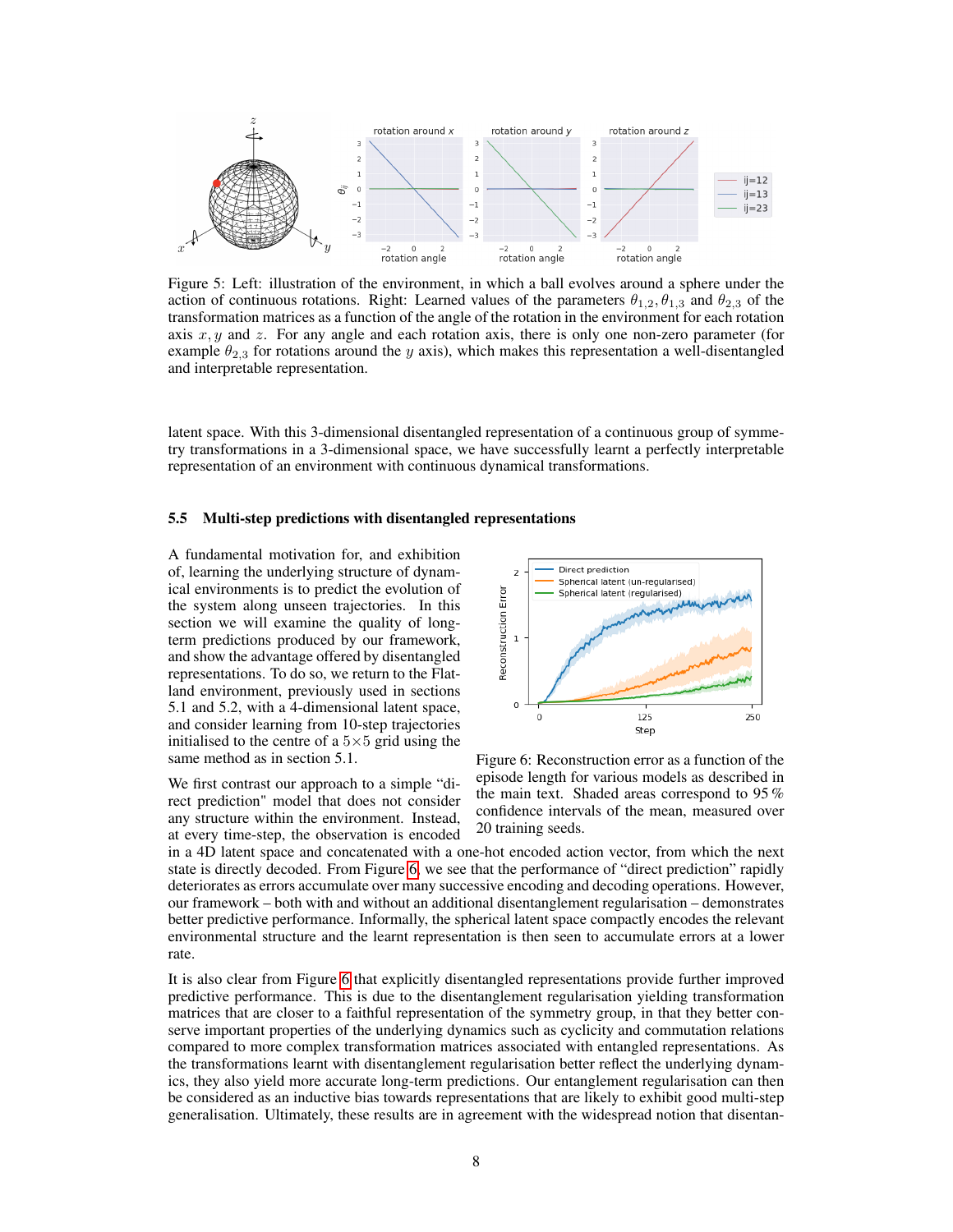Figure 5: Left: illustration of the environment, in which a ball evolves around a sphere under the action of continuous rotations. Right: Learned values of the parameters $\theta_{1,2}, \theta_{1,3}$ and $\theta_{2,3}$ of the transformation matrices as a function of the angle of the rotation in the environment for each rotation axis $x, y$ and $z$. For any angle and each rotation axis, there is only one non-zero parameter (for example $\theta_{2,3}$ for rotations around the $y$ axis), which makes this representation a well-disentangled and interpretable representation.

latent space. With this 3-dimensional disentangled representation of a continuous group of symmetry transformations in a 3-dimensional space, we have successfully learnt a perfectly interpretable representation of an environment with continuous dynamical transformations.

### 5.5 Multi-step predictions with disentangled representations

A fundamental motivation for, and exhibition of, learning the underlying structure of dynamical environments is to predict the evolution of the system along unseen trajectories. In this section we will examine the quality of long-term predictions produced by our framework, and show the advantage offered by disentangled representations. To do so, we return to the Flatland environment, previously used in sections 5.1 and 5.2, with a 4-dimensional latent space, and consider learning from 10-step trajectories initialised to the centre of a $5\times5$ grid using the same method as in section 5.1.

Figure 6: Reconstruction error as a function of the episode length for various models as described in the main text. Shaded areas correspond to 95 % confidence intervals of the mean, measured over 20 training seeds.

We first contrast our approach to a simple "direct prediction" model that does not consider any structure within the environment. Instead, at every time-step, the observation is encoded in a 4D latent space and concatenated with a one-hot encoded action vector, from which the next state is directly decoded. From Figure 6, we see that the performance of "direct prediction" rapidly deteriorates as errors accumulate over many successive encoding and decoding operations. However, our framework – both with and without an additional disentanglement regularisation – demonstrates better predictive performance. Informally, the spherical latent space compactly encodes the relevant environmental structure and the learnt representation is then seen to accumulate errors at a lower rate.

It is also clear from Figure 6 that explicitly disentangled representations provide further improved predictive performance. This is due to the disentanglement regularisation yielding transformation matrices that are closer to a faithful representation of the symmetry group, in that they better conserve important properties of the underlying dynamics such as cyclicity and commutation relations compared to more complex transformation matrices associated with entangled representations. As the transformations learnt with disentanglement regularisation better reflect the underlying dynamics, they also yield more accurate long-term predictions. Our entanglement regularisation can then be considered as an inductive bias towards representations that are likely to exhibit good multi-step generalisation. Ultimately, these results are in agreement with the widespread notion that disentan-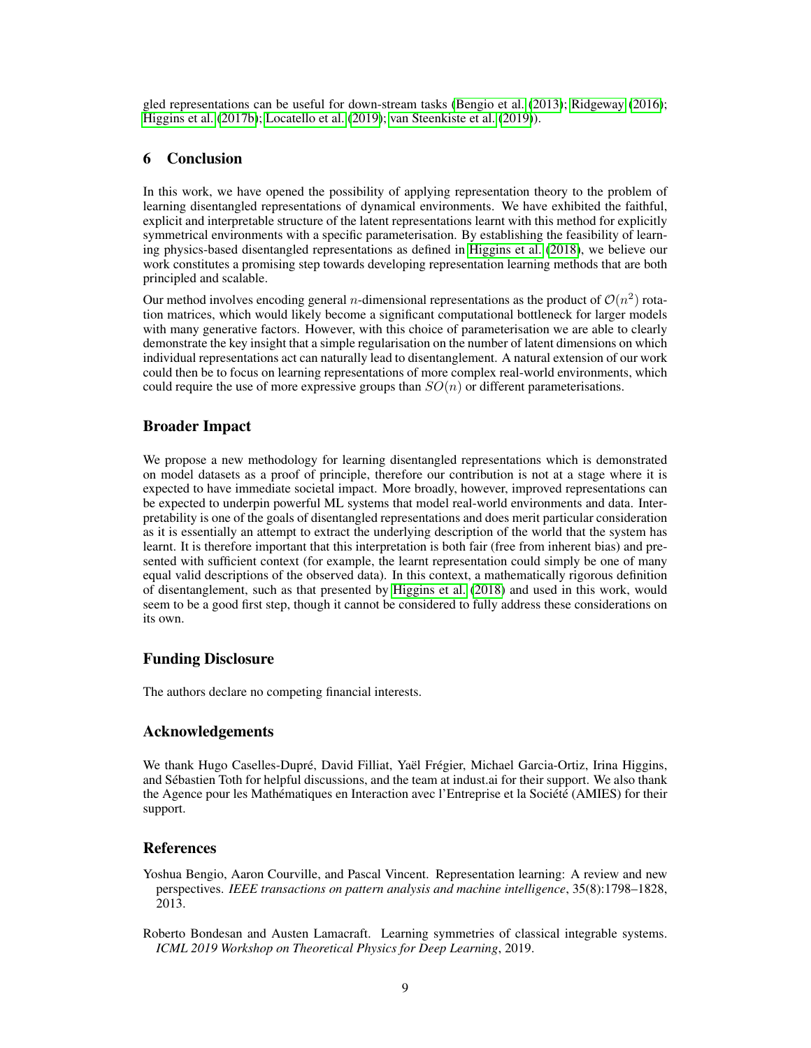gled representations can be useful for down-stream tasks (Bengio et al. (2013); Ridgeway (2016); Higgins et al. (2017b); Locatello et al. (2019); van Steenkiste et al. (2019)).

## 6 Conclusion

In this work, we have opened the possibility of applying representation theory to the problem of learning disentangled representations of dynamical environments. We have exhibited the faithful, explicit and interpretable structure of the latent representations learnt with this method for explicitly symmetrical environments with a specific parameterisation. By establishing the feasibility of learning physics-based disentangled representations as defined in Higgins et al. (2018), we believe our work constitutes a promising step towards developing representation learning methods that are both principled and scalable.

Our method involves encoding general $n$-dimensional representations as the product of $\mathcal{O}(n^2)$ rotation matrices, which would likely become a significant computational bottleneck for larger models with many generative factors. However, with this choice of parameterisation we are able to clearly demonstrate the key insight that a simple regularisation on the number of latent dimensions on which individual representations act can naturally lead to disentanglement. A natural extension of our work could then be to focus on learning representations of more complex real-world environments, which could require the use of more expressive groups than $SO(n)$ or different parameterisations.

## Broader Impact

We propose a new methodology for learning disentangled representations which is demonstrated on model datasets as a proof of principle, therefore our contribution is not at a stage where it is expected to have immediate societal impact. More broadly, however, improved representations can be expected to underpin powerful ML systems that model real-world environments and data. Interpretability is one of the goals of disentangled representations and does merit particular consideration as it is essentially an attempt to extract the underlying description of the world that the system has learnt. It is therefore important that this interpretation is both fair (free from inherent bias) and presented with sufficient context (for example, the learnt representation could simply be one of many equal valid descriptions of the observed data). In this context, a mathematically rigorous definition of disentanglement, such as that presented by Higgins et al. (2018) and used in this work, would seem to be a good first step, though it cannot be considered to fully address these considerations on its own.

## Funding Disclosure

The authors declare no competing financial interests.

## Acknowledgements

We thank Hugo Caselles-Dupré, David Filliat, Yaël Frégier, Michael Garcia-Ortiz, Irina Higgins, and Sébastien Toth for helpful discussions, and the team at indust.ai for their support. We also thank the Agence pour les Mathématiques en Interaction avec l'Entreprise et la Société (AMIES) for their support.

## References

Yoshua Bengio, Aaron Courville, and Pascal Vincent. Representation learning: A review and new perspectives. *IEEE transactions on pattern analysis and machine intelligence*, 35(8):1798–1828, 2013.

Roberto Bondesan and Austen Lamacraft. Learning symmetries of classical integrable systems. *ICML 2019 Workshop on Theoretical Physics for Deep Learning*, 2019.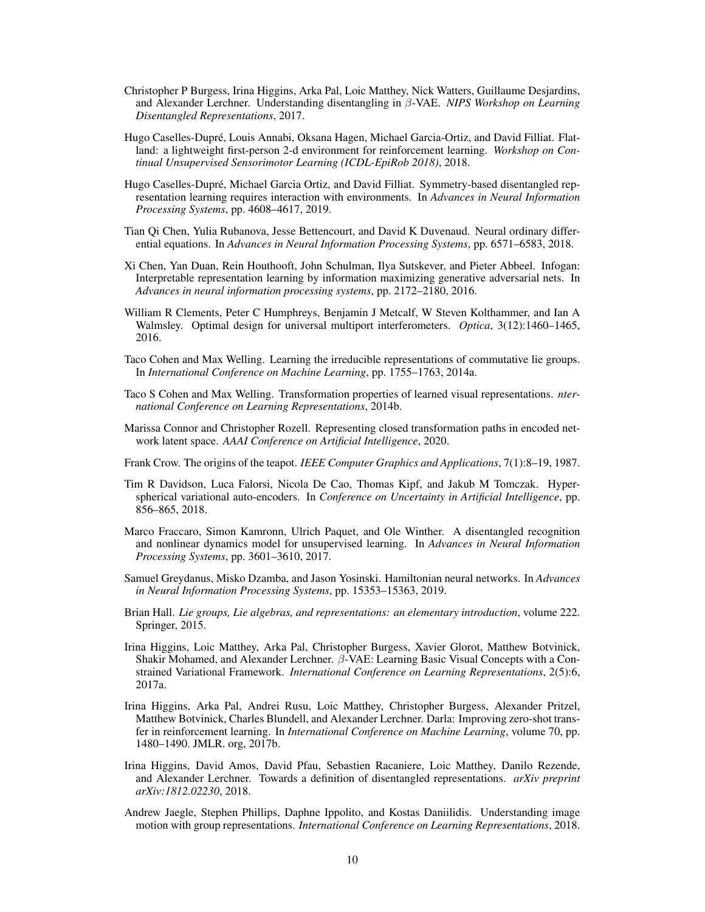Christopher P Burgess, Irina Higgins, Arka Pal, Loic Matthey, Nick Watters, Guillaume Desjardins, and Alexander Lerchner. Understanding disentangling in $\beta$-VAE. *NIPS Workshop on Learning Disentangled Representations*, 2017.

Hugo Caselles-Dupré, Louis Annabi, Oksana Hagen, Michael Garcia-Ortiz, and David Filliat. Flatland: a lightweight first-person 2-d environment for reinforcement learning. *Workshop on Continual Unsupervised Sensorimotor Learning (ICDL-EpiRob 2018)*, 2018.

Hugo Caselles-Dupré, Michael Garcia Ortiz, and David Filliat. Symmetry-based disentangled representation learning requires interaction with environments. In *Advances in Neural Information Processing Systems*, pp. 4608–4617, 2019.

Tian Qi Chen, Yulia Rubanova, Jesse Bettencourt, and David K Duvenaud. Neural ordinary differential equations. In *Advances in Neural Information Processing Systems*, pp. 6571–6583, 2018.

Xi Chen, Yan Duan, Rein Houthooft, John Schulman, Ilya Sutskever, and Pieter Abbeel. Infogan: Interpretable representation learning by information maximizing generative adversarial nets. In *Advances in neural information processing systems*, pp. 2172–2180, 2016.

William R Clements, Peter C Humphreys, Benjamin J Metcalf, W Steven Kolthammer, and Ian A Walmsley. Optimal design for universal multiport interferometers. *Optica*, 3(12):1460–1465, 2016.

Taco Cohen and Max Welling. Learning the irreducible representations of commutative lie groups. In *International Conference on Machine Learning*, pp. 1755–1763, 2014a.

Taco S Cohen and Max Welling. Transformation properties of learned visual representations. *nternational Conference on Learning Representations*, 2014b.

Marissa Connor and Christopher Rozell. Representing closed transformation paths in encoded network latent space. *AAAI Conference on Artificial Intelligence*, 2020.

Frank Crow. The origins of the teapot. *IEEE Computer Graphics and Applications*, 7(1):8–19, 1987.

Tim R Davidson, Luca Falorsi, Nicola De Cao, Thomas Kipf, and Jakub M Tomczak. Hyperspherical variational auto-encoders. In *Conference on Uncertainty in Artificial Intelligence*, pp. 856–865, 2018.

Marco Fraccaro, Simon Kamronn, Ulrich Paquet, and Ole Winther. A disentangled recognition and nonlinear dynamics model for unsupervised learning. In *Advances in Neural Information Processing Systems*, pp. 3601–3610, 2017.

Samuel Greydanus, Misko Dzamba, and Jason Yosinski. Hamiltonian neural networks. In *Advances in Neural Information Processing Systems*, pp. 15353–15363, 2019.

Brian Hall. *Lie groups, Lie algebras, and representations: an elementary introduction*, volume 222. Springer, 2015.

Irina Higgins, Loic Matthey, Arka Pal, Christopher Burgess, Xavier Glorot, Matthew Botvinick, Shakir Mohamed, and Alexander Lerchner. $\beta$-VAE: Learning Basic Visual Concepts with a Constrained Variational Framework. *International Conference on Learning Representations*, 2(5):6, 2017a.

Irina Higgins, Arka Pal, Andrei Rusu, Loic Matthey, Christopher Burgess, Alexander Pritzel, Matthew Botvinick, Charles Blundell, and Alexander Lerchner. Darla: Improving zero-shot transfer in reinforcement learning. In *International Conference on Machine Learning*, volume 70, pp. 1480–1490. JMLR. org, 2017b.

Irina Higgins, David Amos, David Pfau, Sebastien Racaniere, Loic Matthey, Danilo Rezende, and Alexander Lerchner. Towards a definition of disentangled representations. *arXiv preprint arXiv:1812.02230*, 2018.

Andrew Jaegle, Stephen Phillips, Daphne Ippolito, and Kostas Daniilidis. Understanding image motion with group representations. *International Conference on Learning Representations*, 2018.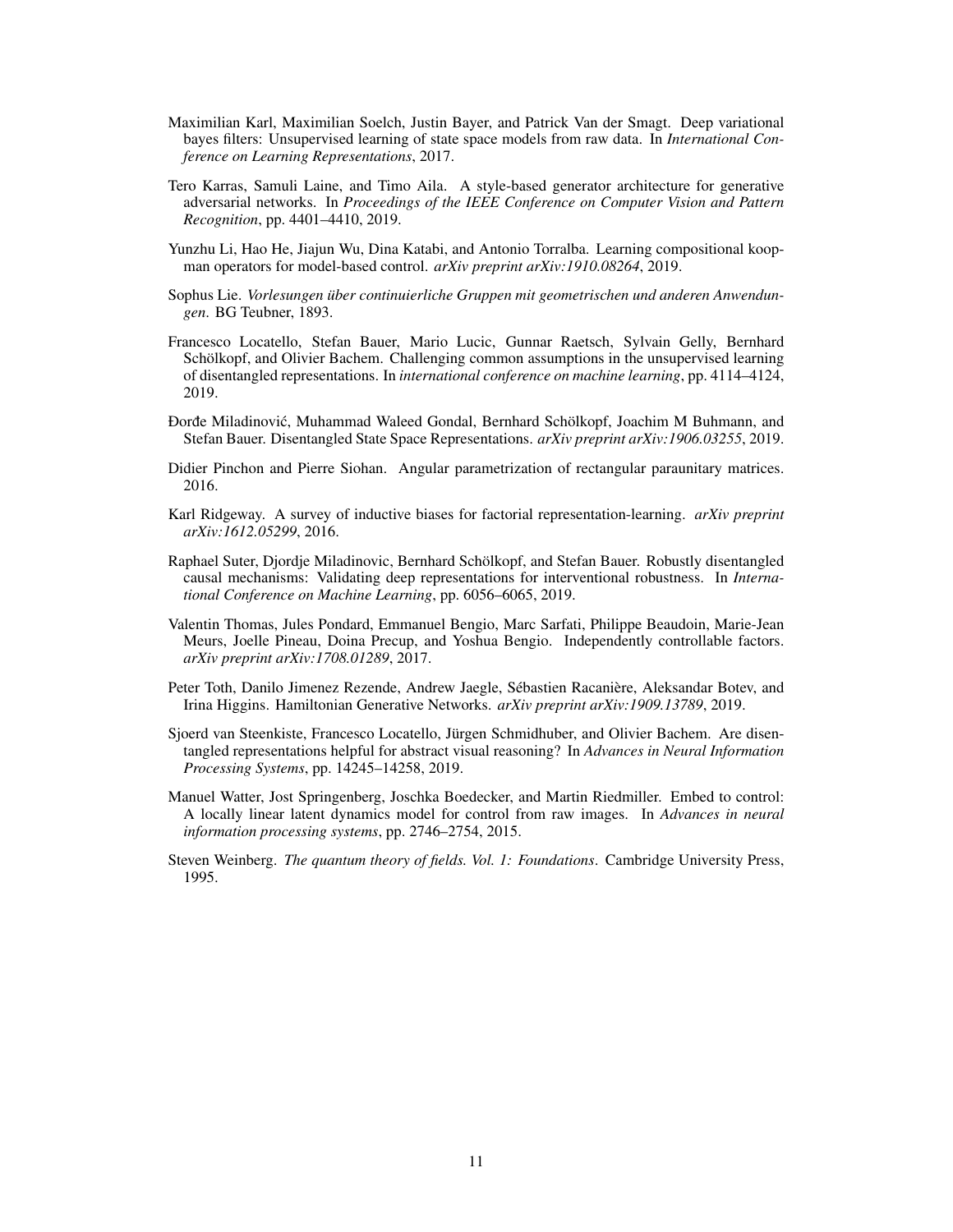Maximilian Karl, Maximilian Soelch, Justin Bayer, and Patrick Van der Smagt. Deep variational bayes filters: Unsupervised learning of state space models from raw data. In *International Conference on Learning Representations*, 2017.

Tero Karras, Samuli Laine, and Timo Aila. A style-based generator architecture for generative adversarial networks. In *Proceedings of the IEEE Conference on Computer Vision and Pattern Recognition*, pp. 4401–4410, 2019.

Yunzhu Li, Hao He, Jiajun Wu, Dina Katabi, and Antonio Torralba. Learning compositional koopman operators for model-based control. *arXiv preprint arXiv:1910.08264*, 2019.

Sophus Lie. *Vorlesungen über continuierliche Gruppen mit geometrischen und anderen Anwendungen*. BG Teubner, 1893.

Francesco Locatello, Stefan Bauer, Mario Lucic, Gunnar Raetsch, Sylvain Gelly, Bernhard Schölkopf, and Olivier Bachem. Challenging common assumptions in the unsupervised learning of disentangled representations. In *international conference on machine learning*, pp. 4114–4124, 2019.

Đorđe Miladinović, Muhammad Waleed Gondal, Bernhard Schölkopf, Joachim M Buhmann, and Stefan Bauer. Disentangled State Space Representations. *arXiv preprint arXiv:1906.03255*, 2019.

Didier Pinchon and Pierre Siohan. Angular parametrization of rectangular paraunitary matrices. 2016.

Karl Ridgeway. A survey of inductive biases for factorial representation-learning. *arXiv preprint arXiv:1612.05299*, 2016.

Raphael Suter, Djordje Miladinovic, Bernhard Schölkopf, and Stefan Bauer. Robustly disentangled causal mechanisms: Validating deep representations for interventional robustness. In *International Conference on Machine Learning*, pp. 6056–6065, 2019.

Valentin Thomas, Jules Pondard, Emmanuel Bengio, Marc Sarfati, Philippe Beaudoin, Marie-Jean Meurs, Joelle Pineau, Doina Precup, and Yoshua Bengio. Independently controllable factors. *arXiv preprint arXiv:1708.01289*, 2017.

Peter Toth, Danilo Jimenez Rezende, Andrew Jaegle, Sébastien Racanière, Aleksandar Botev, and Irina Higgins. Hamiltonian Generative Networks. *arXiv preprint arXiv:1909.13789*, 2019.

Sjoerd van Steenkiste, Francesco Locatello, Jürgen Schmidhuber, and Olivier Bachem. Are disentangled representations helpful for abstract visual reasoning? In *Advances in Neural Information Processing Systems*, pp. 14245–14258, 2019.

Manuel Watter, Jost Springenberg, Joschka Boedecker, and Martin Riedmiller. Embed to control: A locally linear latent dynamics model for control from raw images. In *Advances in neural information processing systems*, pp. 2746–2754, 2015.

Steven Weinberg. *The quantum theory of fields. Vol. 1: Foundations*. Cambridge University Press, 1995.